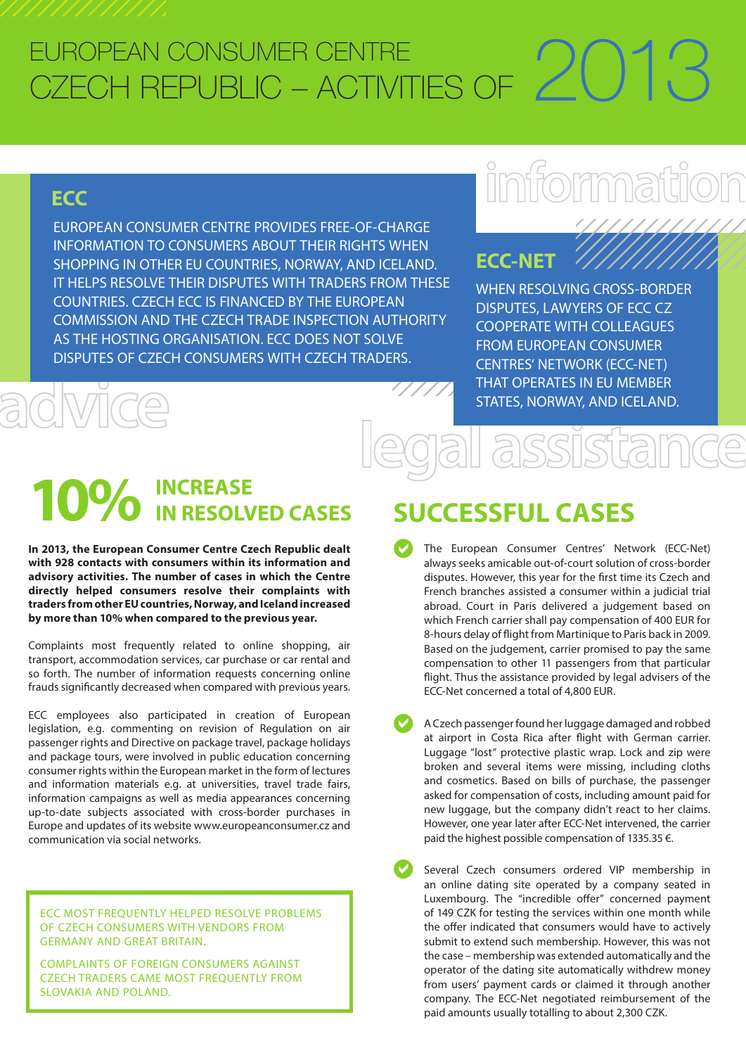# EUROPEAN CONSUMER CENTRE CZECH REPUBLIC – ACTIVITIES OF 2013

information

## ECC

EUROPEAN CONSUMER CENTRE PROVIDES FREE-OF-CHARGE INFORMATION TO CONSUMERS ABOUT THEIR RIGHTS WHEN SHOPPING IN OTHER EU COUNTRIES, NORWAY, AND ICELAND. IT HELPS RESOLVE THEIR DISPUTES WITH TRADERS FROM THESE COUNTRIES. CZECH ECC IS FINANCED BY THE EUROPEAN COMMISSION AND THE CZECH TRADE INSPECTION AUTHORITY AS THE HOSTING ORGANISATION. ECC DOES NOT SOLVE DISPUTES OF CZECH CONSUMERS WITH CZECH TRADERS.

## ECC-NET

WHEN RESOLVING CROSS-BORDER DISPUTES, LAWYERS OF ECC CZ COOPERATE WITH COLLEAGUES FROM EUROPEAN CONSUMER CENTRES' NETWORK (ECC-NET) THAT OPERATES IN EU MEMBER STATES, NORWAY, AND ICELAND.

advice

legal assistance

## 10% INCREASE IN RESOLVED CASES

**In 2013, the European Consumer Centre Czech Republic dealt with 928 contacts with consumers within its information and advisory activities. The number of cases in which the Centre directly helped consumers resolve their complaints with traders from other EU countries, Norway, and Iceland increased by more than 10% when compared to the previous year.**

Complaints most frequently related to online shopping, air transport, accommodation services, car purchase or car rental and so forth. The number of information requests concerning online frauds significantly decreased when compared with previous years.

ECC employees also participated in creation of European legislation, e.g. commenting on revision of Regulation on air passenger rights and Directive on package travel, package holidays and package tours, were involved in public education concerning consumer rights within the European market in the form of lectures and information materials e.g. at universities, travel trade fairs, information campaigns as well as media appearances concerning up-to-date subjects associated with cross-border purchases in Europe and updates of its website www.europeanconsumer.cz and communication via social networks.

ECC MOST FREQUENTLY HELPED RESOLVE PROBLEMS OF CZECH CONSUMERS WITH VENDORS FROM GERMANY AND GREAT BRITAIN.

COMPLAINTS OF FOREIGN CONSUMERS AGAINST CZECH TRADERS CAME MOST FREQUENTLY FROM SLOVAKIA AND POLAND.

## SUCCESSFUL CASES

- The European Consumer Centres' Network (ECC-Net) always seeks amicable out-of-court solution of cross-border disputes. However, this year for the first time its Czech and French branches assisted a consumer within a judicial trial abroad. Court in Paris delivered a judgement based on which French carrier shall pay compensation of 400 EUR for 8-hours delay of flight from Martinique to Paris back in 2009. Based on the judgement, carrier promised to pay the same compensation to other 11 passengers from that particular flight. Thus the assistance provided by legal advisers of the ECC-Net concerned a total of 4,800 EUR.

- A Czech passenger found her luggage damaged and robbed at airport in Costa Rica after flight with German carrier. Luggage "lost" protective plastic wrap. Lock and zip were broken and several items were missing, including cloths and cosmetics. Based on bills of purchase, the passenger asked for compensation of costs, including amount paid for new luggage, but the company didn't react to her claims. However, one year later after ECC-Net intervened, the carrier paid the highest possible compensation of 1335.35 €.

- Several Czech consumers ordered VIP membership in an online dating site operated by a company seated in Luxembourg. The "incredible offer" concerned payment of 149 CZK for testing the services within one month while the offer indicated that consumers would have to actively submit to extend such membership. However, this was not the case – membership was extended automatically and the operator of the dating site automatically withdrew money from users' payment cards or claimed it through another company. The ECC-Net negotiated reimbursement of the paid amounts usually totalling to about 2,300 CZK.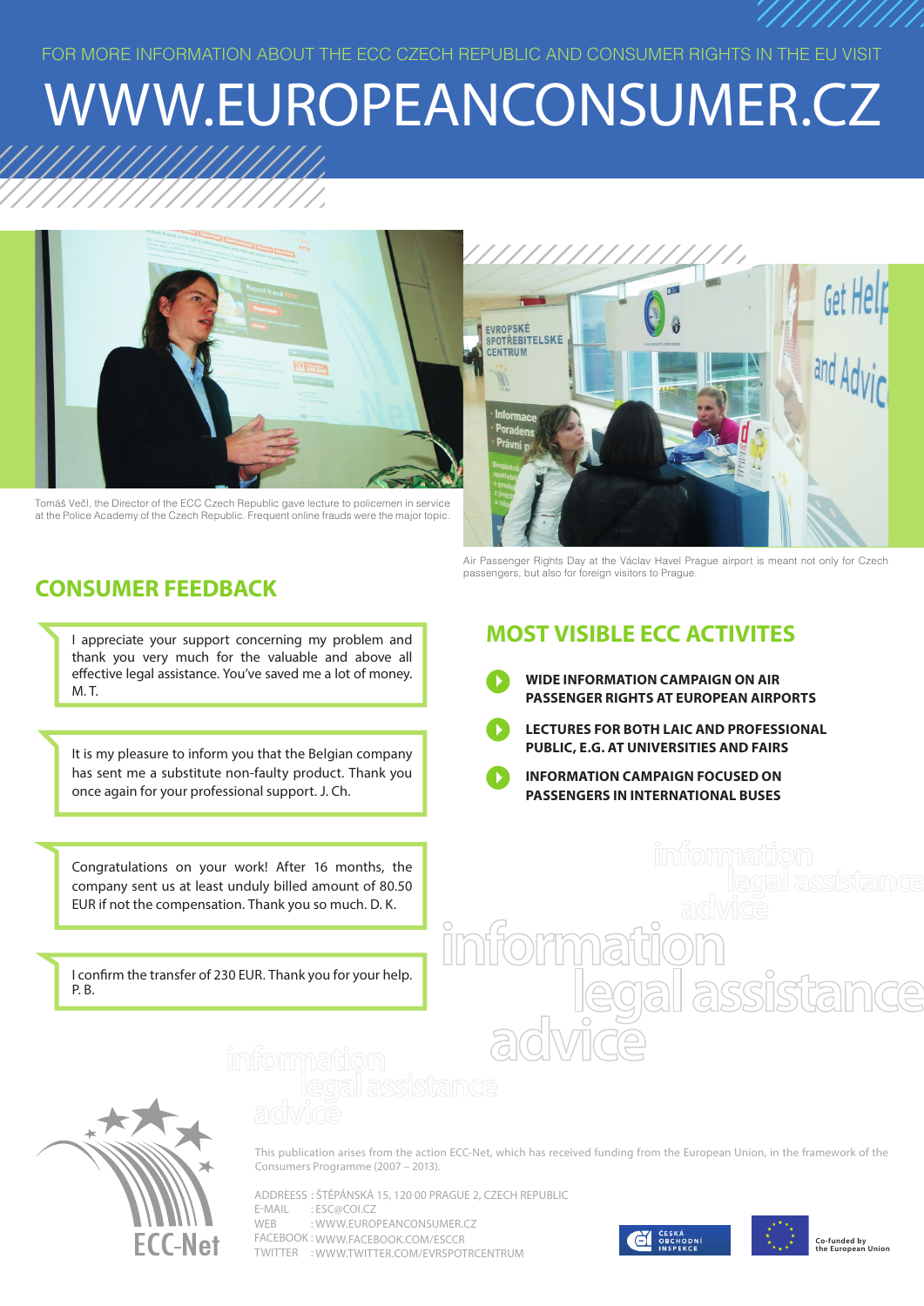FOR MORE INFORMATION ABOUT THE ECC CZECH REPUBLIC AND CONSUMER RIGHTS IN THE EU VISIT

# WWW.EUROPEANCONSUMER.CZ

Tomáš Večl, the Director of the ECC Czech Republic gave lecture to policemen in service at the Police Academy of the Czech Republic. Frequent online frauds were the major topic.

Air Passenger Rights Day at the Václav Havel Prague airport is meant not only for Czech passengers, but also for foreign visitors to Prague.

## CONSUMER FEEDBACK

I appreciate your support concerning my problem and thank you very much for the valuable and above all effective legal assistance. You've saved me a lot of money. M. T.

It is my pleasure to inform you that the Belgian company has sent me a substitute non-faulty product. Thank you once again for your professional support. J. Ch.

Congratulations on your work! After 16 months, the company sent us at least unduly billed amount of 80.50 EUR if not the compensation. Thank you so much. D. K.

I confirm the transfer of 230 EUR. Thank you for your help. P. B.

## MOST VISIBLE ECC ACTIVITES

- **WIDE INFORMATION CAMPAIGN ON AIR PASSENGER RIGHTS AT EUROPEAN AIRPORTS**
- **LECTURES FOR BOTH LAIC AND PROFESSIONAL PUBLIC, E.G. AT UNIVERSITIES AND FAIRS**
- **INFORMATION CAMPAIGN FOCUSED ON PASSENGERS IN INTERNATIONAL BUSES**

information
legal assistance
advice

This publication arises from the action ECC-Net, which has received funding from the European Union, in the framework of the Consumers Programme (2007 – 2013).

ADDREESS : ŠTĚPÁNSKÁ 15, 120 00 PRAGUE 2, CZECH REPUBLIC
E-MAIL : ESC@COI.CZ
WEB : WWW.EUROPEANCONSUMER.CZ
FACEBOOK : WWW.FACEBOOK.COM/ESCCR
TWITTER : WWW.TWITTER.COM/EVRSPOTRCENTRUM

ECC-Net

ČESKÁ OBCHODNÍ INSPEKCE

Co-funded by the European Union